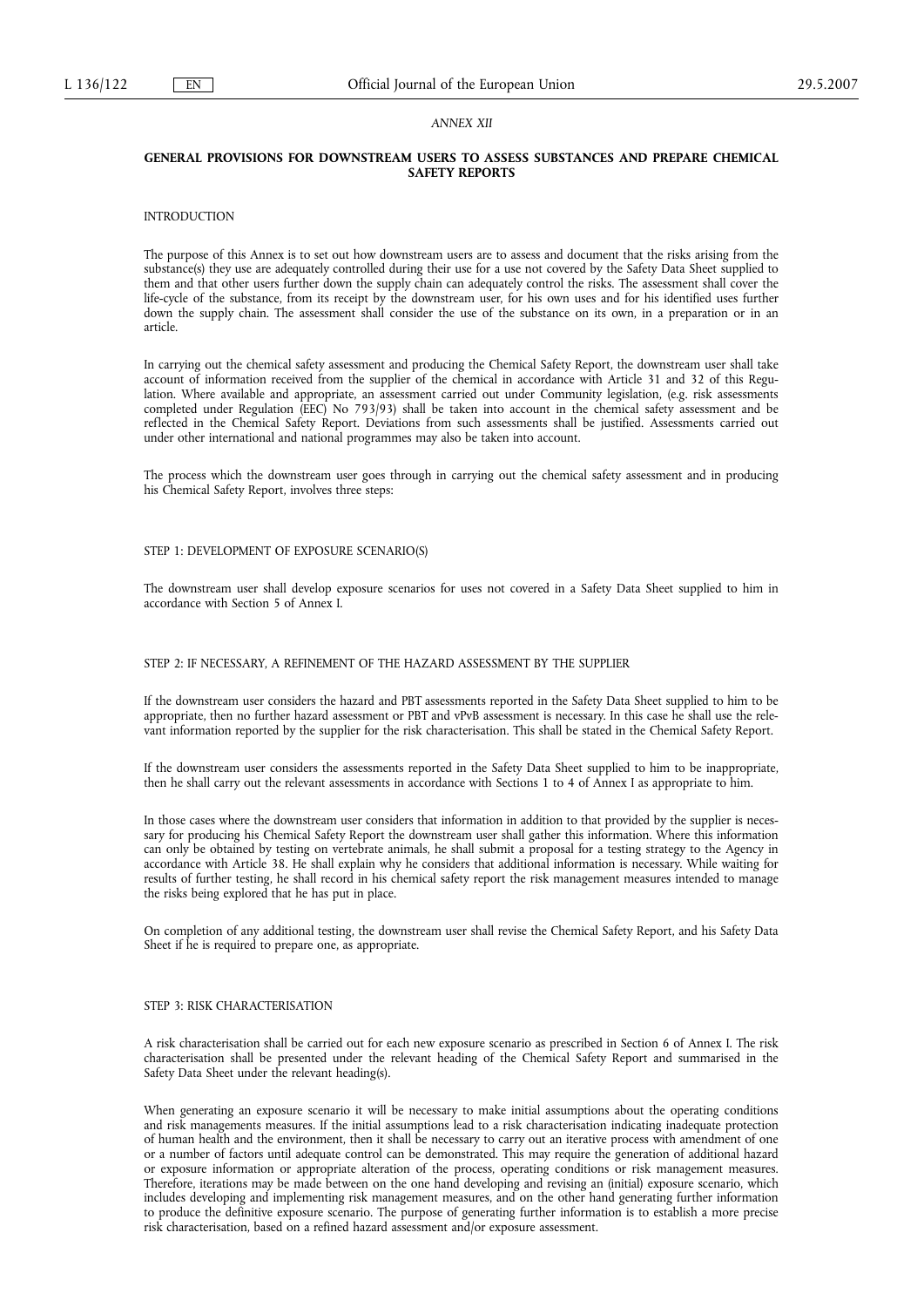*ANNEX XII*

## GENERAL PROVISIONS FOR DOWNSTREAM USERS TO ASSESS SUBSTANCES AND PREPARE CHEMICAL SAFETY REPORTS

### INTRODUCTION

The purpose of this Annex is to set out how downstream users are to assess and document that the risks arising from the substance(s) they use are adequately controlled during their use for a use not covered by the Safety Data Sheet supplied to them and that other users further down the supply chain can adequately control the risks. The assessment shall cover the life-cycle of the substance, from its receipt by the downstream user, for his own uses and for his identified uses further down the supply chain. The assessment shall consider the use of the substance on its own, in a preparation or in an article.

In carrying out the chemical safety assessment and producing the Chemical Safety Report, the downstream user shall take account of information received from the supplier of the chemical in accordance with Article 31 and 32 of this Regulation. Where available and appropriate, an assessment carried out under Community legislation, (e.g. risk assessments completed under Regulation (EEC) No 793/93) shall be taken into account in the chemical safety assessment and be reflected in the Chemical Safety Report. Deviations from such assessments shall be justified. Assessments carried out under other international and national programmes may also be taken into account.

The process which the downstream user goes through in carrying out the chemical safety assessment and in producing his Chemical Safety Report, involves three steps:

### STEP 1: DEVELOPMENT OF EXPOSURE SCENARIO(S)

The downstream user shall develop exposure scenarios for uses not covered in a Safety Data Sheet supplied to him in accordance with Section 5 of Annex I.

### STEP 2: IF NECESSARY, A REFINEMENT OF THE HAZARD ASSESSMENT BY THE SUPPLIER

If the downstream user considers the hazard and PBT assessments reported in the Safety Data Sheet supplied to him to be appropriate, then no further hazard assessment or PBT and vPvB assessment is necessary. In this case he shall use the relevant information reported by the supplier for the risk characterisation. This shall be stated in the Chemical Safety Report.

If the downstream user considers the assessments reported in the Safety Data Sheet supplied to him to be inappropriate, then he shall carry out the relevant assessments in accordance with Sections 1 to 4 of Annex I as appropriate to him.

In those cases where the downstream user considers that information in addition to that provided by the supplier is necessary for producing his Chemical Safety Report the downstream user shall gather this information. Where this information can only be obtained by testing on vertebrate animals, he shall submit a proposal for a testing strategy to the Agency in accordance with Article 38. He shall explain why he considers that additional information is necessary. While waiting for results of further testing, he shall record in his chemical safety report the risk management measures intended to manage the risks being explored that he has put in place.

On completion of any additional testing, the downstream user shall revise the Chemical Safety Report, and his Safety Data Sheet if he is required to prepare one, as appropriate.

### STEP 3: RISK CHARACTERISATION

A risk characterisation shall be carried out for each new exposure scenario as prescribed in Section 6 of Annex I. The risk characterisation shall be presented under the relevant heading of the Chemical Safety Report and summarised in the Safety Data Sheet under the relevant heading(s).

When generating an exposure scenario it will be necessary to make initial assumptions about the operating conditions and risk managements measures. If the initial assumptions lead to a risk characterisation indicating inadequate protection of human health and the environment, then it shall be necessary to carry out an iterative process with amendment of one or a number of factors until adequate control can be demonstrated. This may require the generation of additional hazard or exposure information or appropriate alteration of the process, operating conditions or risk management measures. Therefore, iterations may be made between on the one hand developing and revising an (initial) exposure scenario, which includes developing and implementing risk management measures, and on the other hand generating further information to produce the definitive exposure scenario. The purpose of generating further information is to establish a more precise risk characterisation, based on a refined hazard assessment and/or exposure assessment.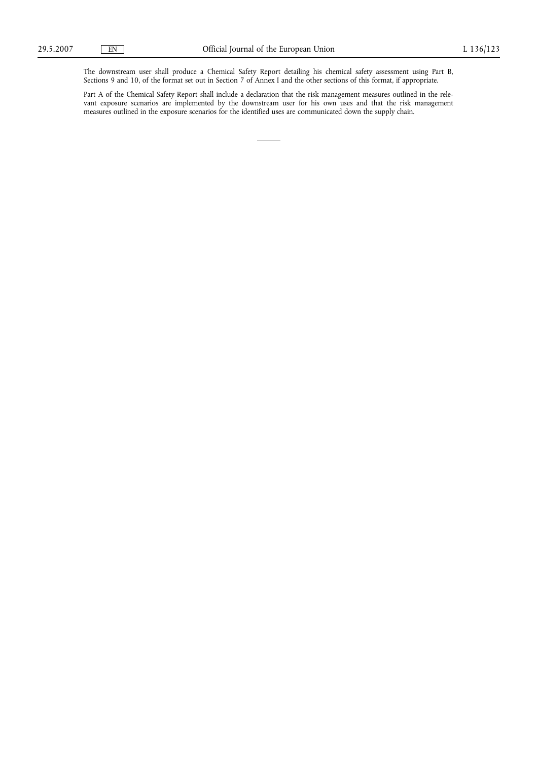The downstream user shall produce a Chemical Safety Report detailing his chemical safety assessment using Part B, Sections 9 and 10, of the format set out in Section 7 of Annex I and the other sections of this format, if appropriate.

Part A of the Chemical Safety Report shall include a declaration that the risk management measures outlined in the relevant exposure scenarios are implemented by the downstream user for his own uses and that the risk management measures outlined in the exposure scenarios for the identified uses are communicated down the supply chain.